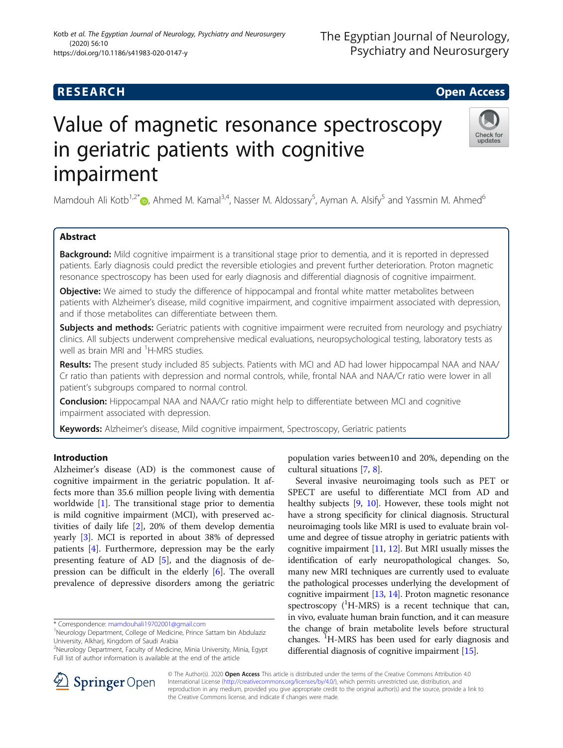RESEARCH

Open Access

# Value of magnetic resonance spectroscopy in geriatric patients with cognitive impairment

Mamdouh Ali Kotb[1,2*], Ahmed M. Kamal[3,4], Nasser M. Aldossary[5], Ayman A. Alsify[5] and Yassmin M. Ahmed[6]

## Abstract

**Background:** Mild cognitive impairment is a transitional stage prior to dementia, and it is reported in depressed patients. Early diagnosis could predict the reversible etiologies and prevent further deterioration. Proton magnetic resonance spectroscopy has been used for early diagnosis and differential diagnosis of cognitive impairment.

**Objective:** We aimed to study the difference of hippocampal and frontal white matter metabolites between patients with Alzheimer's disease, mild cognitive impairment, and cognitive impairment associated with depression, and if those metabolites can differentiate between them.

**Subjects and methods:** Geriatric patients with cognitive impairment were recruited from neurology and psychiatry clinics. All subjects underwent comprehensive medical evaluations, neuropsychological testing, laboratory tests as well as brain MRI and $^{1}$H-MRS studies.

**Results:** The present study included 85 subjects. Patients with MCI and AD had lower hippocampal NAA and NAA/Cr ratio than patients with depression and normal controls, while, frontal NAA and NAA/Cr ratio were lower in all patient's subgroups compared to normal control.

**Conclusion:** Hippocampal NAA and NAA/Cr ratio might help to differentiate between MCI and cognitive impairment associated with depression.

**Keywords:** Alzheimer's disease, Mild cognitive impairment, Spectroscopy, Geriatric patients

## Introduction

Alzheimer's disease (AD) is the commonest cause of cognitive impairment in the geriatric population. It affects more than 35.6 million people living with dementia worldwide [1]. The transitional stage prior to dementia is mild cognitive impairment (MCI), with preserved activities of daily life [2], 20% of them develop dementia yearly [3]. MCI is reported in about 38% of depressed patients [4]. Furthermore, depression may be the early presenting feature of AD [5], and the diagnosis of depression can be difficult in the elderly [6]. The overall prevalence of depressive disorders among the geriatric population varies between10 and 20%, depending on the cultural situations [7, 8].

Several invasive neuroimaging tools such as PET or SPECT are useful to differentiate MCI from AD and healthy subjects [9, 10]. However, these tools might not have a strong specificity for clinical diagnosis. Structural neuroimaging tools like MRI is used to evaluate brain volume and degree of tissue atrophy in geriatric patients with cognitive impairment [11, 12]. But MRI usually misses the identification of early neuropathological changes. So, many new MRI techniques are currently used to evaluate the pathological processes underlying the development of cognitive impairment [13, 14]. Proton magnetic resonance spectroscopy ($^{1}$H-MRS) is a recent technique that can, in vivo, evaluate human brain function, and it can measure the change of brain metabolite levels before structural changes. $^{1}$H-MRS has been used for early diagnosis and differential diagnosis of cognitive impairment [15].

* Correspondence: mamdouhali19702001@gmail.com
[1]Neurology Department, College of Medicine, Prince Sattam bin Abdulaziz University, Alkharj, Kingdom of Saudi Arabia
[2]Neurology Department, Faculty of Medicine, Minia University, Minia, Egypt
Full list of author information is available at the end of the article

© The Author(s). 2020 **Open Access** This article is distributed under the terms of the Creative Commons Attribution 4.0 International License (http://creativecommons.org/licenses/by/4.0/), which permits unrestricted use, distribution, and reproduction in any medium, provided you give appropriate credit to the original author(s) and the source, provide a link to the Creative Commons license, and indicate if changes were made.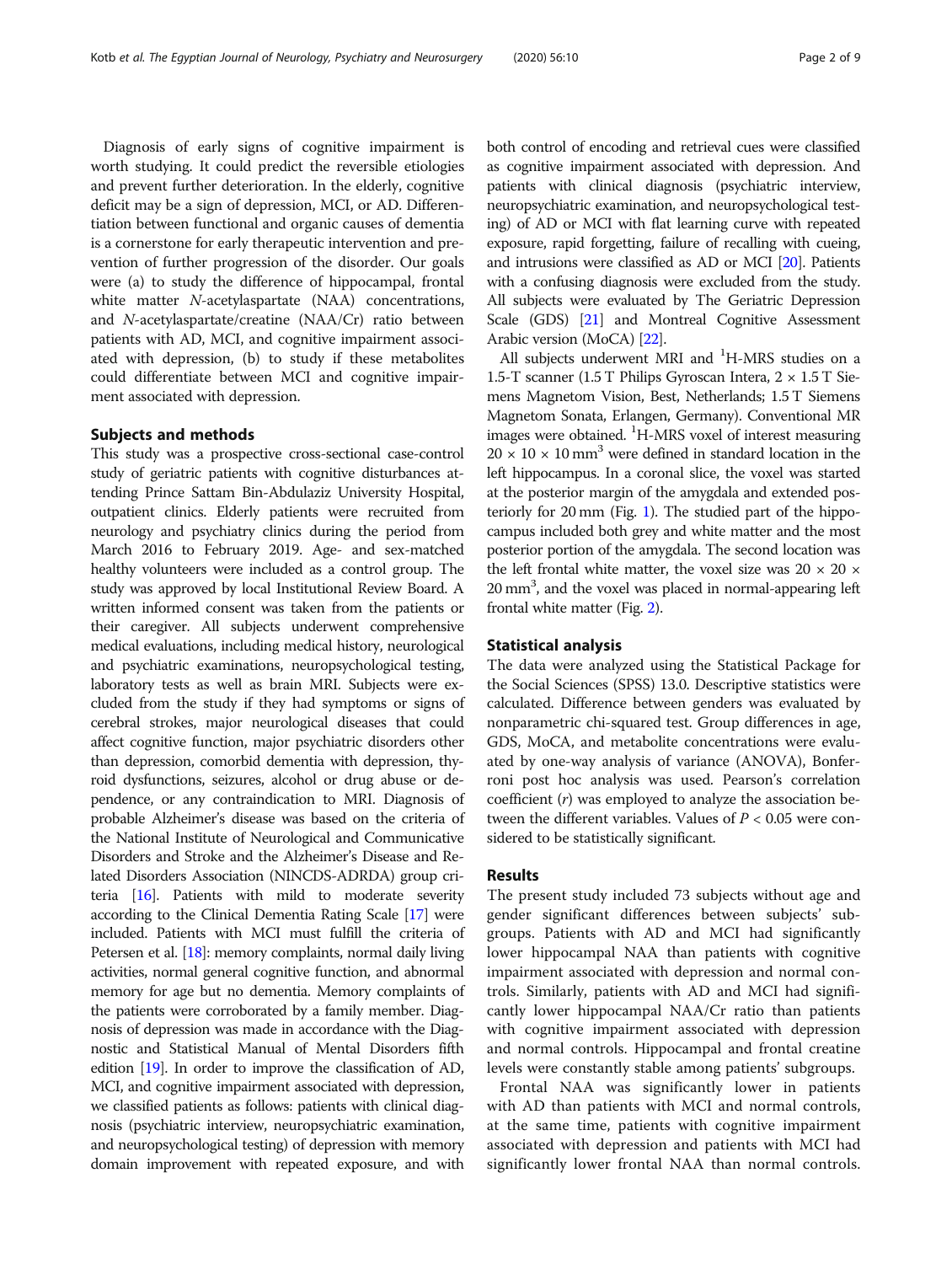Diagnosis of early signs of cognitive impairment is worth studying. It could predict the reversible etiologies and prevent further deterioration. In the elderly, cognitive deficit may be a sign of depression, MCI, or AD. Differentiation between functional and organic causes of dementia is a cornerstone for early therapeutic intervention and prevention of further progression of the disorder. Our goals were (a) to study the difference of hippocampal, frontal white matter *N*-acetylaspartate (NAA) concentrations, and *N*-acetylaspartate/creatine (NAA/Cr) ratio between patients with AD, MCI, and cognitive impairment associated with depression, (b) to study if these metabolites could differentiate between MCI and cognitive impairment associated with depression.

## Subjects and methods

This study was a prospective cross-sectional case-control study of geriatric patients with cognitive disturbances attending Prince Sattam Bin-Abdulaziz University Hospital, outpatient clinics. Elderly patients were recruited from neurology and psychiatry clinics during the period from March 2016 to February 2019. Age- and sex-matched healthy volunteers were included as a control group. The study was approved by local Institutional Review Board. A written informed consent was taken from the patients or their caregiver. All subjects underwent comprehensive medical evaluations, including medical history, neurological and psychiatric examinations, neuropsychological testing, laboratory tests as well as brain MRI. Subjects were excluded from the study if they had symptoms or signs of cerebral strokes, major neurological diseases that could affect cognitive function, major psychiatric disorders other than depression, comorbid dementia with depression, thyroid dysfunctions, seizures, alcohol or drug abuse or dependence, or any contraindication to MRI. Diagnosis of probable Alzheimer's disease was based on the criteria of the National Institute of Neurological and Communicative Disorders and Stroke and the Alzheimer's Disease and Related Disorders Association (NINCDS-ADRDA) group criteria [16]. Patients with mild to moderate severity according to the Clinical Dementia Rating Scale [17] were included. Patients with MCI must fulfill the criteria of Petersen et al. [18]: memory complaints, normal daily living activities, normal general cognitive function, and abnormal memory for age but no dementia. Memory complaints of the patients were corroborated by a family member. Diagnosis of depression was made in accordance with the Diagnostic and Statistical Manual of Mental Disorders fifth edition [19]. In order to improve the classification of AD, MCI, and cognitive impairment associated with depression, we classified patients as follows: patients with clinical diagnosis (psychiatric interview, neuropsychiatric examination, and neuropsychological testing) of depression with memory domain improvement with repeated exposure, and with both control of encoding and retrieval cues were classified as cognitive impairment associated with depression. And patients with clinical diagnosis (psychiatric interview, neuropsychiatric examination, and neuropsychological testing) of AD or MCI with flat learning curve with repeated exposure, rapid forgetting, failure of recalling with cueing, and intrusions were classified as AD or MCI [20]. Patients with a confusing diagnosis were excluded from the study. All subjects were evaluated by The Geriatric Depression Scale (GDS) [21] and Montreal Cognitive Assessment Arabic version (MoCA) [22].

All subjects underwent MRI and $^{1}$H-MRS studies on a 1.5-T scanner (1.5 T Philips Gyroscan Intera, 2 × 1.5 T Siemens Magnetom Vision, Best, Netherlands; 1.5 T Siemens Magnetom Sonata, Erlangen, Germany). Conventional MR images were obtained. $^{1}$H-MRS voxel of interest measuring $20 \times 10 \times 10\ \text{mm}^3$ were defined in standard location in the left hippocampus. In a coronal slice, the voxel was started at the posterior margin of the amygdala and extended posteriorly for 20 mm (Fig. 1). The studied part of the hippocampus included both grey and white matter and the most posterior portion of the amygdala. The second location was the left frontal white matter, the voxel size was $20 \times 20 \times 20\ \text{mm}^3$, and the voxel was placed in normal-appearing left frontal white matter (Fig. 2).

## Statistical analysis

The data were analyzed using the Statistical Package for the Social Sciences (SPSS) 13.0. Descriptive statistics were calculated. Difference between genders was evaluated by nonparametric chi-squared test. Group differences in age, GDS, MoCA, and metabolite concentrations were evaluated by one-way analysis of variance (ANOVA), Bonferroni post hoc analysis was used. Pearson's correlation coefficient ($r$) was employed to analyze the association between the different variables. Values of $P < 0.05$ were considered to be statistically significant.

## Results

The present study included 73 subjects without age and gender significant differences between subjects' subgroups. Patients with AD and MCI had significantly lower hippocampal NAA than patients with cognitive impairment associated with depression and normal controls. Similarly, patients with AD and MCI had significantly lower hippocampal NAA/Cr ratio than patients with cognitive impairment associated with depression and normal controls. Hippocampal and frontal creatine levels were constantly stable among patients' subgroups.

Frontal NAA was significantly lower in patients with AD than patients with MCI and normal controls, at the same time, patients with cognitive impairment associated with depression and patients with MCI had significantly lower frontal NAA than normal controls.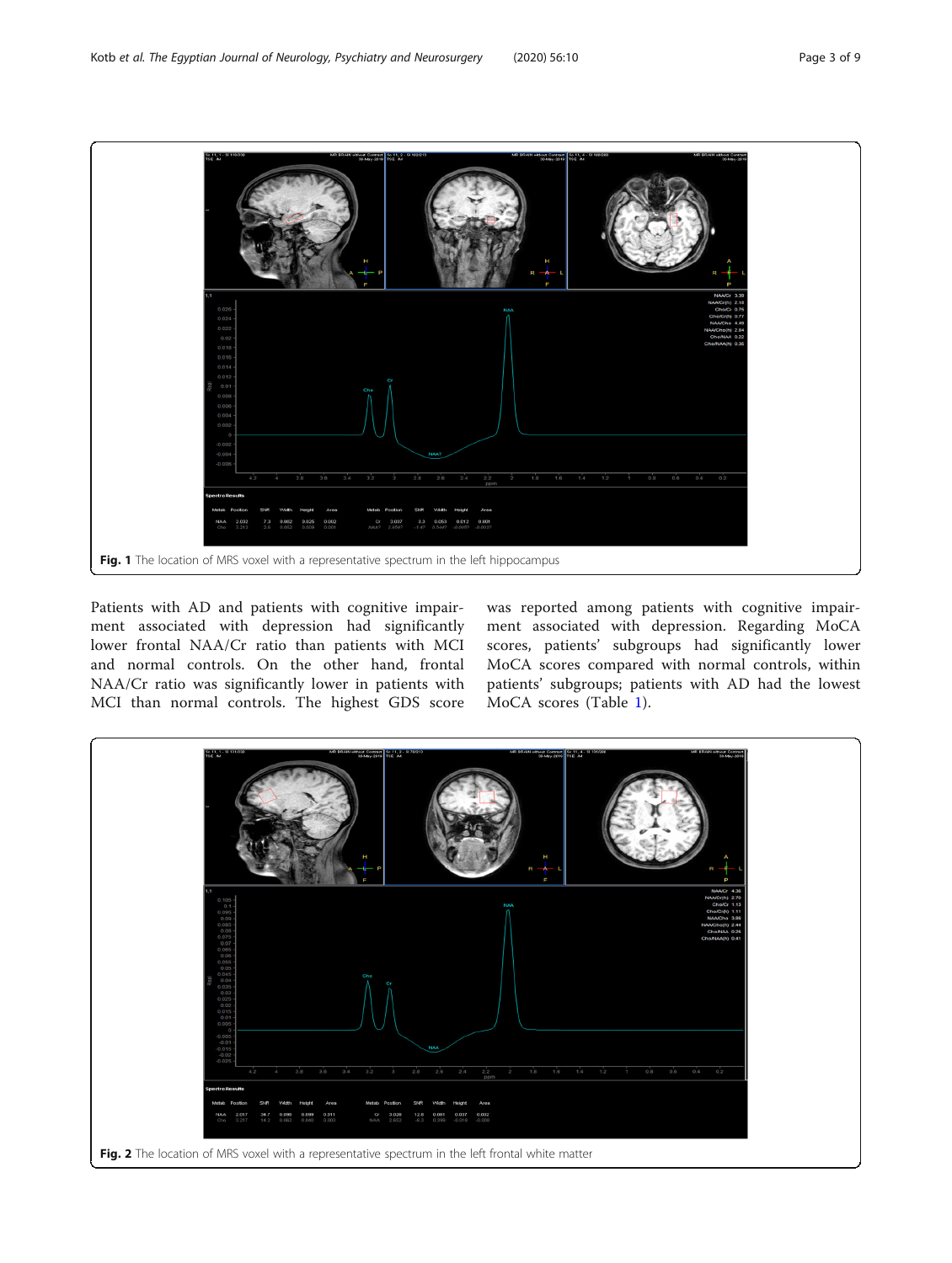Fig. 1 The location of MRS voxel with a representative spectrum in the left hippocampus

Patients with AD and patients with cognitive impairment associated with depression had significantly lower frontal NAA/Cr ratio than patients with MCI and normal controls. On the other hand, frontal NAA/Cr ratio was significantly lower in patients with MCI than normal controls. The highest GDS score was reported among patients with cognitive impairment associated with depression. Regarding MoCA scores, patients' subgroups had significantly lower MoCA scores compared with normal controls, within patients' subgroups; patients with AD had the lowest MoCA scores (Table 1).

Fig. 2 The location of MRS voxel with a representative spectrum in the left frontal white matter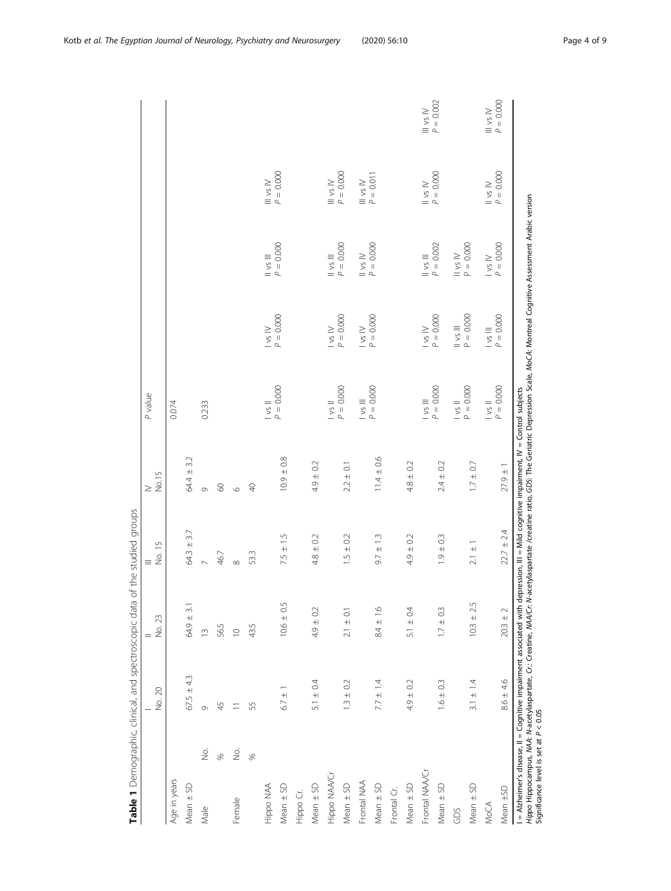**Table 1** Demographic, clinical, and spectroscopic data of the studied groups

| | | I<br>No. 20 | II<br>No. 23 | III<br>No. 15 | IV<br>No.15 | *P* value | | | | |
|---|---|---|---|---|---|---|---|---|---|---|
| Age in years | | | | | | | | | | |
| Mean ± SD | | 67.5 ± 4.3 | 64.9 ± 3.1 | 64.3 ± 3.7 | 64.4 ± 3.2 | 0.074 | | | | |
| Male | No. | 9 | 13 | 7 | 9 | 0.233 | | | | |
| | % | 45 | 56.5 | 46.7 | 60 | | | | | |
| Female | No. | 11 | 10 | 8 | 6 | | | | | |
| | % | 55 | 43.5 | 53.3 | 40 | | | | | |
| Hippo NAA | | | | | | | | | | |
| Mean ± SD | | 6.7 ± 1 | 10.6 ± 0.5 | 7.5 ± 1.5 | 10.9 ± 0.8 | I vs II<br>*P* = 0.000 | I vs IV<br>*P* = 0.000 | II vs III<br>*P* = 0.000 | III vs IV<br>*P* = 0.000 | |
| Hippo Cr. | | | | | | | | | | |
| Mean ± SD | | 5.1 ± 0.4 | 4.9 ± 0.2 | 4.8 ± 0.2 | 4.9 ± 0.2 | | | | | |
| Hippo NAA/Cr | | | | | | | | | | |
| Mean ± SD | | 1.3 ± 0.2 | 2.1 ± 0.1 | 1.5 ± 0.2 | 2.2 ± 0.1 | I vs II<br>*P* = 0.000 | I vs IV<br>*P* = 0.000 | II vs III<br>*P* = 0.000 | III vs IV<br>*P* = 0.000 | |
| Frontal NAA | | | | | | | | | | |
| Mean ± SD | | 7.7 ± 1.4 | 8.4 ± 1.6 | 9.7 ± 1.3 | 11.4 ± 0.6 | I vs III<br>*P* = 0.000 | I vs IV<br>*P* = 0.000 | II vs IV<br>*P* = 0.000 | III vs IV<br>*P* = 0.011 | |
| Frontal Cr. | | | | | | | | | | |
| Mean ± SD | | 4.9 ± 0.2 | 5.1 ± 0.4 | 4.9 ± 0.2 | 4.8 ± 0.2 | | | | | |
| Frontal NAA/Cr | | | | | | | | | | |
| Mean ± SD | | 1.6 ± 0.3 | 1.7 ± 0.3 | 1.9 ± 0.3 | 2.4 ± 0.2 | I vs III<br>*P* = 0.000 | I vs IV<br>*P* = 0.000 | II vs III<br>*P* = 0.002 | II vs IV<br>*P* = 0.000 | III vs IV<br>*P* = 0.002 |
| GDS | | | | | | | | | | |
| Mean ± SD | | 3.1 ± 1.4 | 10.3 ± 2.5 | 2.1 ± 1 | 1.7 ± 0.7 | I vs II<br>P = 0.000 | II vs III<br>P = 0.000 | II vs IV<br>P = 0.000 | | |
| MoCA | | | | | | | | | | |
| Mean ±SD | | 8.6 ± 4.6 | 20.3 ± 2 | 22.7 ± 2.4 | 27.9 ± 1 | I vs II<br>*P* = 0.000 | I vs III<br>*P* = 0.000 | I vs IV<br>*P* = 0.000 | II vs IV<br>*P* = 0.000 | III vs IV<br>*P* = 0.000 |

I = Alzheimer's disease, II = Cognitive impairment associated with depression, III = Mild cognitive impairment, IV = Control subjects
*Hippo* Hippocampus, *NAA*: *N*-acetylaspartate, *Cr.*: Creatine, *NAA/Cr*: *N*-acetylaspartate /creatine ratio, *GDS*: The Geriatric Depression Scale, *MoCA*: Montreal Cognitive Assessment Arabic version
Significance level is set at $P < 0.05$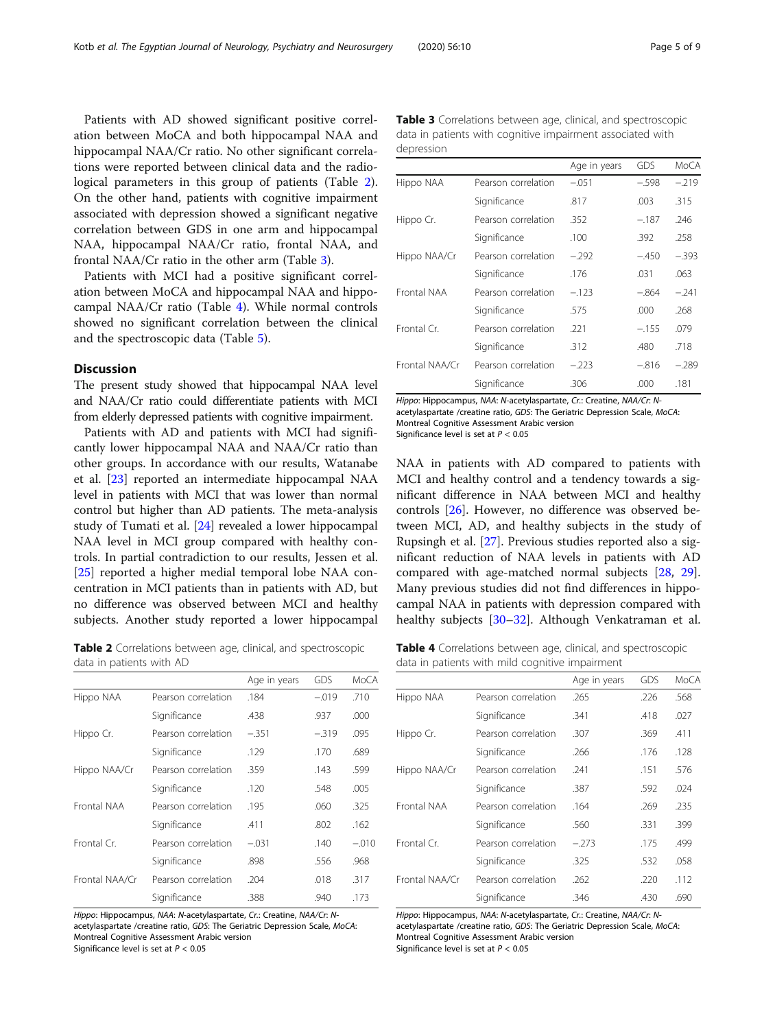Patients with AD showed significant positive correlation between MoCA and both hippocampal NAA and hippocampal NAA/Cr ratio. No other significant correlations were reported between clinical data and the radiological parameters in this group of patients (Table 2). On the other hand, patients with cognitive impairment associated with depression showed a significant negative correlation between GDS in one arm and hippocampal NAA, hippocampal NAA/Cr ratio, frontal NAA, and frontal NAA/Cr ratio in the other arm (Table 3).

Patients with MCI had a positive significant correlation between MoCA and hippocampal NAA and hippocampal NAA/Cr ratio (Table 4). While normal controls showed no significant correlation between the clinical and the spectroscopic data (Table 5).

## Discussion

The present study showed that hippocampal NAA level and NAA/Cr ratio could differentiate patients with MCI from elderly depressed patients with cognitive impairment.

Patients with AD and patients with MCI had significantly lower hippocampal NAA and NAA/Cr ratio than other groups. In accordance with our results, Watanabe et al. [23] reported an intermediate hippocampal NAA level in patients with MCI that was lower than normal control but higher than AD patients. The meta-analysis study of Tumati et al. [24] revealed a lower hippocampal NAA level in MCI group compared with healthy controls. In partial contradiction to our results, Jessen et al. [25] reported a higher medial temporal lobe NAA concentration in MCI patients than in patients with AD, but no difference was observed between MCI and healthy subjects. Another study reported a lower hippocampal NAA in patients with AD compared to patients with MCI and healthy control and a tendency towards a significant difference in NAA between MCI and healthy controls [26]. However, no difference was observed between MCI, AD, and healthy subjects in the study of Rupsingh et al. [27]. Previous studies reported also a significant reduction of NAA levels in patients with AD compared with age-matched normal subjects [28, 29]. Many previous studies did not find differences in hippocampal NAA in patients with depression compared with healthy subjects [30–32]. Although Venkatraman et al.

**Table 2** Correlations between age, clinical, and spectroscopic data in patients with AD

| | | Age in years | GDS | MoCA |
|---|---|---|---|---|
| Hippo NAA | Pearson correlation | .184 | −.019 | .710 |
| | Significance | .438 | .937 | .000 |
| Hippo Cr. | Pearson correlation | −.351 | −.319 | .095 |
| | Significance | .129 | .170 | .689 |
| Hippo NAA/Cr | Pearson correlation | .359 | .143 | .599 |
| | Significance | .120 | .548 | .005 |
| Frontal NAA | Pearson correlation | .195 | .060 | .325 |
| | Significance | .411 | .802 | .162 |
| Frontal Cr. | Pearson correlation | −.031 | .140 | −.010 |
| | Significance | .898 | .556 | .968 |
| Frontal NAA/Cr | Pearson correlation | .204 | .018 | .317 |
| | Significance | .388 | .940 | .173 |

*Hippo*: Hippocampus, *NAA*: *N*-acetylaspartate, *Cr.*: Creatine, *NAA/Cr*: *N*-acetylaspartate /creatine ratio, *GDS*: The Geriatric Depression Scale, *MoCA*: Montreal Cognitive Assessment Arabic version
Significance level is set at $P < 0.05$

**Table 3** Correlations between age, clinical, and spectroscopic data in patients with cognitive impairment associated with depression

| | | Age in years | GDS | MoCA |
|---|---|---|---|---|
| Hippo NAA | Pearson correlation | −.051 | −.598 | −.219 |
| | Significance | .817 | .003 | .315 |
| Hippo Cr. | Pearson correlation | .352 | −.187 | .246 |
| | Significance | .100 | .392 | .258 |
| Hippo NAA/Cr | Pearson correlation | −.292 | −.450 | −.393 |
| | Significance | .176 | .031 | .063 |
| Frontal NAA | Pearson correlation | −.123 | −.864 | −.241 |
| | Significance | .575 | .000 | .268 |
| Frontal Cr. | Pearson correlation | .221 | −.155 | .079 |
| | Significance | .312 | .480 | .718 |
| Frontal NAA/Cr | Pearson correlation | −.223 | −.816 | −.289 |
| | Significance | .306 | .000 | .181 |

*Hippo*: Hippocampus, *NAA*: *N*-acetylaspartate, *Cr.*: Creatine, *NAA/Cr*: *N*-acetylaspartate /creatine ratio, *GDS*: The Geriatric Depression Scale, *MoCA*: Montreal Cognitive Assessment Arabic version
Significance level is set at $P < 0.05$

**Table 4** Correlations between age, clinical, and spectroscopic data in patients with mild cognitive impairment

| | | Age in years | GDS | MoCA |
|---|---|---|---|---|
| Hippo NAA | Pearson correlation | .265 | .226 | .568 |
| | Significance | .341 | .418 | .027 |
| Hippo Cr. | Pearson correlation | .307 | .369 | .411 |
| | Significance | .266 | .176 | .128 |
| Hippo NAA/Cr | Pearson correlation | .241 | .151 | .576 |
| | Significance | .387 | .592 | .024 |
| Frontal NAA | Pearson correlation | .164 | .269 | .235 |
| | Significance | .560 | .331 | .399 |
| Frontal Cr. | Pearson correlation | −.273 | .175 | .499 |
| | Significance | .325 | .532 | .058 |
| Frontal NAA/Cr | Pearson correlation | .262 | .220 | .112 |
| | Significance | .346 | .430 | .690 |

*Hippo*: Hippocampus, *NAA*: *N*-acetylaspartate, *Cr.*: Creatine, *NAA/Cr*: *N*-acetylaspartate /creatine ratio, *GDS*: The Geriatric Depression Scale, *MoCA*: Montreal Cognitive Assessment Arabic version
Significance level is set at $P < 0.05$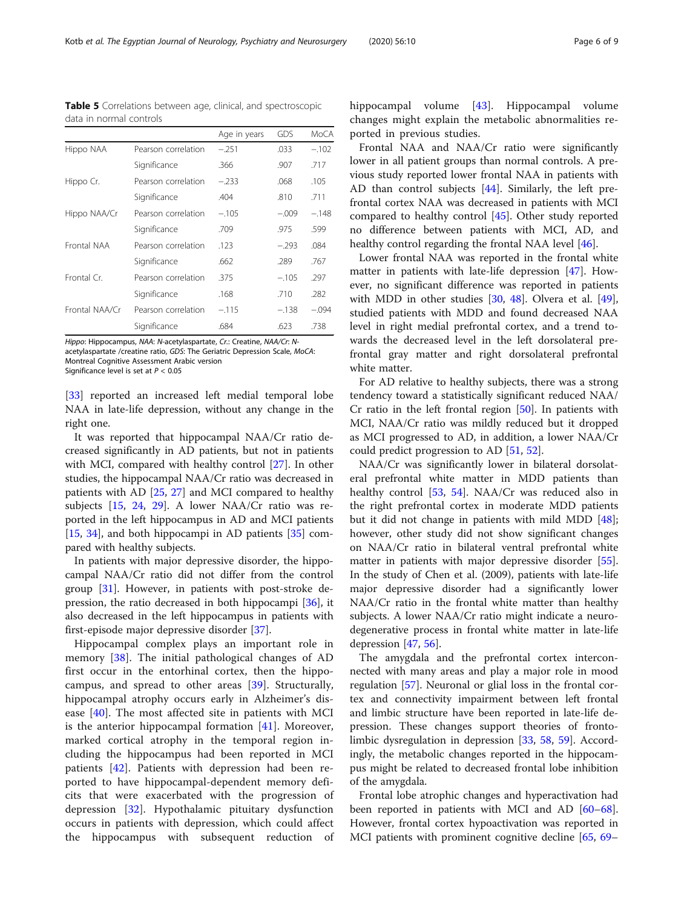**Table 5** Correlations between age, clinical, and spectroscopic data in normal controls

| | | Age in years | GDS | MoCA |
|---|---|---|---|---|
| Hippo NAA | Pearson correlation | −.251 | .033 | −.102 |
| | Significance | .366 | .907 | .717 |
| Hippo Cr. | Pearson correlation | −.233 | .068 | .105 |
| | Significance | .404 | .810 | .711 |
| Hippo NAA/Cr | Pearson correlation | −.105 | −.009 | −.148 |
| | Significance | .709 | .975 | .599 |
| Frontal NAA | Pearson correlation | .123 | −.293 | .084 |
| | Significance | .662 | .289 | .767 |
| Frontal Cr. | Pearson correlation | .375 | −.105 | .297 |
| | Significance | .168 | .710 | .282 |
| Frontal NAA/Cr | Pearson correlation | −.115 | −.138 | −.094 |
| | Significance | .684 | .623 | .738 |

*Hippo*: Hippocampus, *NAA*: *N*-acetylaspartate, *Cr.*: Creatine, *NAA/Cr*: *N*-acetylaspartate /creatine ratio, *GDS*: The Geriatric Depression Scale, *MoCA*: Montreal Cognitive Assessment Arabic version
Significance level is set at $P < 0.05$

[33] reported an increased left medial temporal lobe NAA in late-life depression, without any change in the right one.

It was reported that hippocampal NAA/Cr ratio decreased significantly in AD patients, but not in patients with MCI, compared with healthy control [27]. In other studies, the hippocampal NAA/Cr ratio was decreased in patients with AD [25, 27] and MCI compared to healthy subjects [15, 24, 29]. A lower NAA/Cr ratio was reported in the left hippocampus in AD and MCI patients [15, 34], and both hippocampi in AD patients [35] compared with healthy subjects.

In patients with major depressive disorder, the hippocampal NAA/Cr ratio did not differ from the control group [31]. However, in patients with post-stroke depression, the ratio decreased in both hippocampi [36], it also decreased in the left hippocampus in patients with first-episode major depressive disorder [37].

Hippocampal complex plays an important role in memory [38]. The initial pathological changes of AD first occur in the entorhinal cortex, then the hippocampus, and spread to other areas [39]. Structurally, hippocampal atrophy occurs early in Alzheimer's disease [40]. The most affected site in patients with MCI is the anterior hippocampal formation [41]. Moreover, marked cortical atrophy in the temporal region including the hippocampus had been reported in MCI patients [42]. Patients with depression had been reported to have hippocampal-dependent memory deficits that were exacerbated with the progression of depression [32]. Hypothalamic pituitary dysfunction occurs in patients with depression, which could affect the hippocampus with subsequent reduction of hippocampal volume [43]. Hippocampal volume changes might explain the metabolic abnormalities reported in previous studies.

Frontal NAA and NAA/Cr ratio were significantly lower in all patient groups than normal controls. A previous study reported lower frontal NAA in patients with AD than control subjects [44]. Similarly, the left prefrontal cortex NAA was decreased in patients with MCI compared to healthy control [45]. Other study reported no difference between patients with MCI, AD, and healthy control regarding the frontal NAA level [46].

Lower frontal NAA was reported in the frontal white matter in patients with late-life depression [47]. However, no significant difference was reported in patients with MDD in other studies [30, 48]. Olvera et al. [49], studied patients with MDD and found decreased NAA level in right medial prefrontal cortex, and a trend towards the decreased level in the left dorsolateral prefrontal gray matter and right dorsolateral prefrontal white matter.

For AD relative to healthy subjects, there was a strong tendency toward a statistically significant reduced NAA/Cr ratio in the left frontal region [50]. In patients with MCI, NAA/Cr ratio was mildly reduced but it dropped as MCI progressed to AD, in addition, a lower NAA/Cr could predict progression to AD [51, 52].

NAA/Cr was significantly lower in bilateral dorsolateral prefrontal white matter in MDD patients than healthy control [53, 54]. NAA/Cr was reduced also in the right prefrontal cortex in moderate MDD patients but it did not change in patients with mild MDD [48]; however, other study did not show significant changes on NAA/Cr ratio in bilateral ventral prefrontal white matter in patients with major depressive disorder [55]. In the study of Chen et al. (2009), patients with late-life major depressive disorder had a significantly lower NAA/Cr ratio in the frontal white matter than healthy subjects. A lower NAA/Cr ratio might indicate a neurodegenerative process in frontal white matter in late-life depression [47, 56].

The amygdala and the prefrontal cortex interconnected with many areas and play a major role in mood regulation [57]. Neuronal or glial loss in the frontal cortex and connectivity impairment between left frontal and limbic structure have been reported in late-life depression. These changes support theories of frontolimbic dysregulation in depression [33, 58, 59]. Accordingly, the metabolic changes reported in the hippocampus might be related to decreased frontal lobe inhibition of the amygdala.

Frontal lobe atrophic changes and hyperactivation had been reported in patients with MCI and AD [60–68]. However, frontal cortex hypoactivation was reported in MCI patients with prominent cognitive decline [65, 69–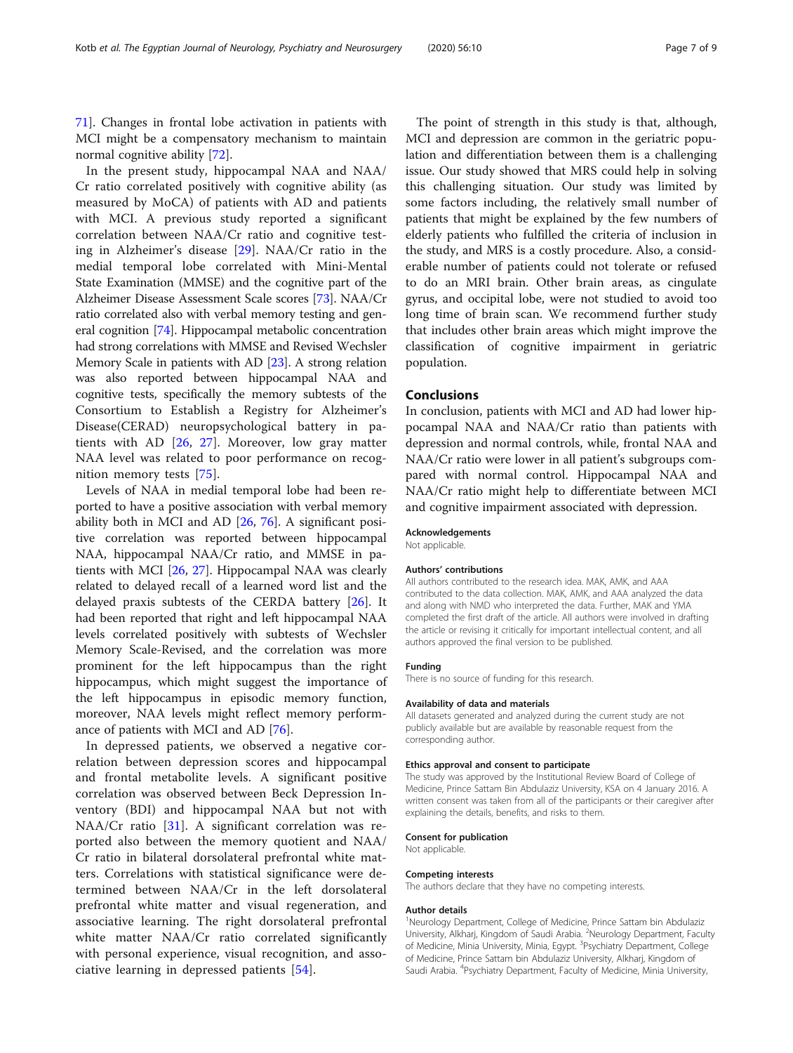71]. Changes in frontal lobe activation in patients with MCI might be a compensatory mechanism to maintain normal cognitive ability [72].

In the present study, hippocampal NAA and NAA/Cr ratio correlated positively with cognitive ability (as measured by MoCA) of patients with AD and patients with MCI. A previous study reported a significant correlation between NAA/Cr ratio and cognitive testing in Alzheimer's disease [29]. NAA/Cr ratio in the medial temporal lobe correlated with Mini-Mental State Examination (MMSE) and the cognitive part of the Alzheimer Disease Assessment Scale scores [73]. NAA/Cr ratio correlated also with verbal memory testing and general cognition [74]. Hippocampal metabolic concentration had strong correlations with MMSE and Revised Wechsler Memory Scale in patients with AD [23]. A strong relation was also reported between hippocampal NAA and cognitive tests, specifically the memory subtests of the Consortium to Establish a Registry for Alzheimer's Disease(CERAD) neuropsychological battery in patients with AD [26, 27]. Moreover, low gray matter NAA level was related to poor performance on recognition memory tests [75].

Levels of NAA in medial temporal lobe had been reported to have a positive association with verbal memory ability both in MCI and AD [26, 76]. A significant positive correlation was reported between hippocampal NAA, hippocampal NAA/Cr ratio, and MMSE in patients with MCI [26, 27]. Hippocampal NAA was clearly related to delayed recall of a learned word list and the delayed praxis subtests of the CERDA battery [26]. It had been reported that right and left hippocampal NAA levels correlated positively with subtests of Wechsler Memory Scale-Revised, and the correlation was more prominent for the left hippocampus than the right hippocampus, which might suggest the importance of the left hippocampus in episodic memory function, moreover, NAA levels might reflect memory performance of patients with MCI and AD [76].

In depressed patients, we observed a negative correlation between depression scores and hippocampal and frontal metabolite levels. A significant positive correlation was observed between Beck Depression Inventory (BDI) and hippocampal NAA but not with NAA/Cr ratio [31]. A significant correlation was reported also between the memory quotient and NAA/Cr ratio in bilateral dorsolateral prefrontal white matters. Correlations with statistical significance were determined between NAA/Cr in the left dorsolateral prefrontal white matter and visual regeneration, and associative learning. The right dorsolateral prefrontal white matter NAA/Cr ratio correlated significantly with personal experience, visual recognition, and associative learning in depressed patients [54].

The point of strength in this study is that, although, MCI and depression are common in the geriatric population and differentiation between them is a challenging issue. Our study showed that MRS could help in solving this challenging situation. Our study was limited by some factors including, the relatively small number of patients that might be explained by the few numbers of elderly patients who fulfilled the criteria of inclusion in the study, and MRS is a costly procedure. Also, a considerable number of patients could not tolerate or refused to do an MRI brain. Other brain areas, as cingulate gyrus, and occipital lobe, were not studied to avoid too long time of brain scan. We recommend further study that includes other brain areas which might improve the classification of cognitive impairment in geriatric population.

## Conclusions

In conclusion, patients with MCI and AD had lower hippocampal NAA and NAA/Cr ratio than patients with depression and normal controls, while, frontal NAA and NAA/Cr ratio were lower in all patient's subgroups compared with normal control. Hippocampal NAA and NAA/Cr ratio might help to differentiate between MCI and cognitive impairment associated with depression.

#### Acknowledgements

Not applicable.

#### Authors' contributions

All authors contributed to the research idea. MAK, AMK, and AAA contributed to the data collection. MAK, AMK, and AAA analyzed the data and along with NMD who interpreted the data. Further, MAK and YMA completed the first draft of the article. All authors were involved in drafting the article or revising it critically for important intellectual content, and all authors approved the final version to be published.

#### Funding

There is no source of funding for this research.

#### Availability of data and materials

All datasets generated and analyzed during the current study are not publicly available but are available by reasonable request from the corresponding author.

#### Ethics approval and consent to participate

The study was approved by the Institutional Review Board of College of Medicine, Prince Sattam Bin Abdulaziz University, KSA on 4 January 2016. A written consent was taken from all of the participants or their caregiver after explaining the details, benefits, and risks to them.

#### Consent for publication

Not applicable.

#### Competing interests

The authors declare that they have no competing interests.

#### Author details

[1]Neurology Department, College of Medicine, Prince Sattam bin Abdulaziz University, Alkharj, Kingdom of Saudi Arabia. [2]Neurology Department, Faculty of Medicine, Minia University, Minia, Egypt. [3]Psychiatry Department, College of Medicine, Prince Sattam bin Abdulaziz University, Alkharj, Kingdom of Saudi Arabia. [4]Psychiatry Department, Faculty of Medicine, Minia University,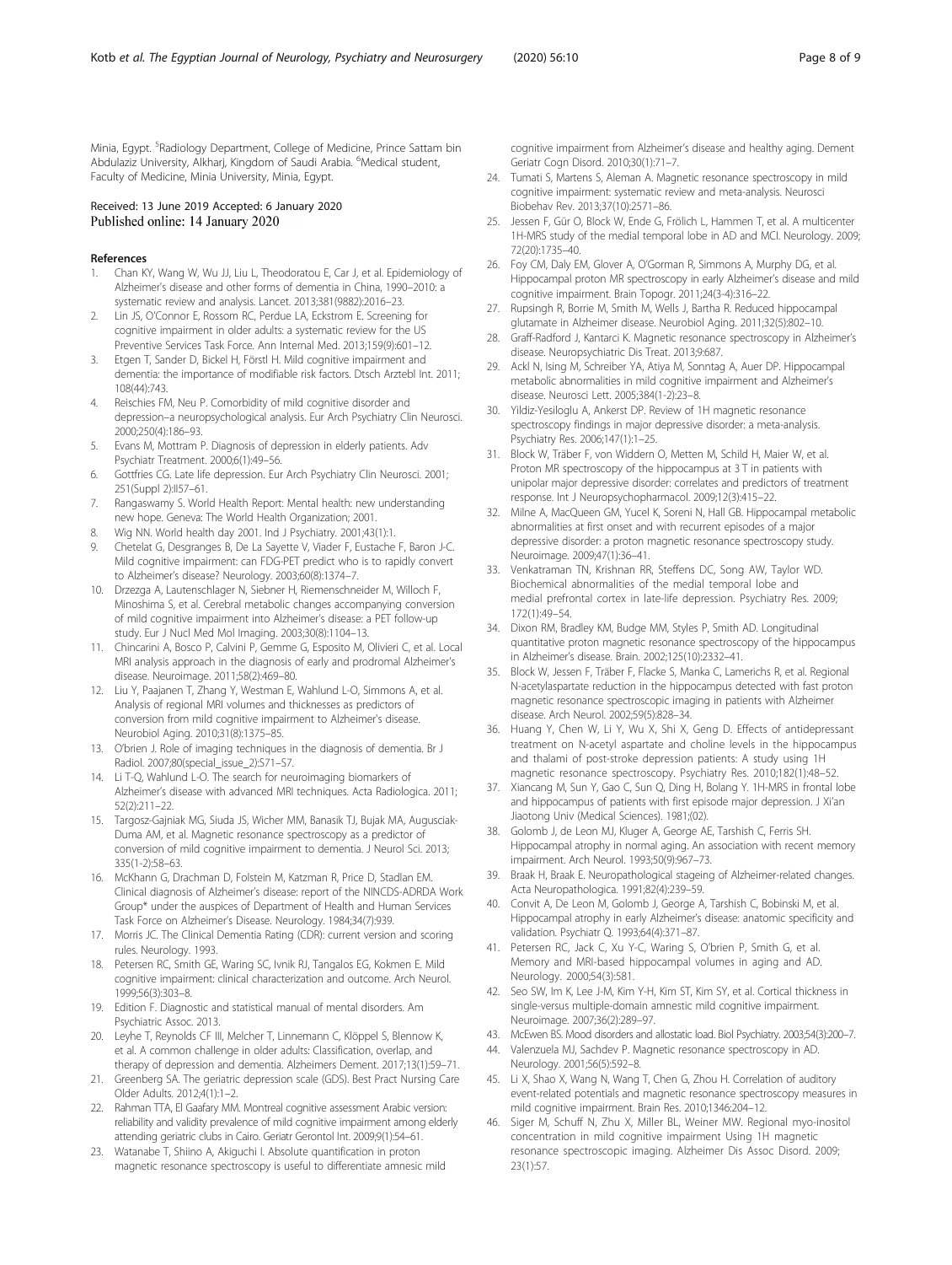Minia, Egypt. [5]Radiology Department, College of Medicine, Prince Sattam bin Abdulaziz University, Alkharj, Kingdom of Saudi Arabia. [6]Medical student, Faculty of Medicine, Minia University, Minia, Egypt.

Received: 13 June 2019 Accepted: 6 January 2020
Published online: 14 January 2020

## References

1. Chan KY, Wang W, Wu JJ, Liu L, Theodoratou E, Car J, et al. Epidemiology of Alzheimer's disease and other forms of dementia in China, 1990–2010: a systematic review and analysis. Lancet. 2013;381(9882):2016–23.
2. Lin JS, O'Connor E, Rossom RC, Perdue LA, Eckstrom E. Screening for cognitive impairment in older adults: a systematic review for the US Preventive Services Task Force. Ann Internal Med. 2013;159(9):601–12.
3. Etgen T, Sander D, Bickel H, Förstl H. Mild cognitive impairment and dementia: the importance of modifiable risk factors. Dtsch Arztebl Int. 2011;108(44):743.
4. Reischies FM, Neu P. Comorbidity of mild cognitive disorder and depression–a neuropsychological analysis. Eur Arch Psychiatry Clin Neurosci. 2000;250(4):186–93.
5. Evans M, Mottram P. Diagnosis of depression in elderly patients. Adv Psychiatr Treatment. 2000;6(1):49–56.
6. Gottfries CG. Late life depression. Eur Arch Psychiatry Clin Neurosci. 2001;251(Suppl 2):II57–61.
7. Rangaswamy S. World Health Report: Mental health: new understanding new hope. Geneva: The World Health Organization; 2001.
8. Wig NN. World health day 2001. Ind J Psychiatry. 2001;43(1):1.
9. Chetelat G, Desgranges B, De La Sayette V, Viader F, Eustache F, Baron J-C. Mild cognitive impairment: can FDG-PET predict who is to rapidly convert to Alzheimer's disease? Neurology. 2003;60(8):1374–7.
10. Drzezga A, Lautenschlager N, Siebner H, Riemenschneider M, Willoch F, Minoshima S, et al. Cerebral metabolic changes accompanying conversion of mild cognitive impairment into Alzheimer's disease: a PET follow-up study. Eur J Nucl Med Mol Imaging. 2003;30(8):1104–13.
11. Chincarini A, Bosco P, Calvini P, Gemme G, Esposito M, Olivieri C, et al. Local MRI analysis approach in the diagnosis of early and prodromal Alzheimer's disease. Neuroimage. 2011;58(2):469–80.
12. Liu Y, Paajanen T, Zhang Y, Westman E, Wahlund L-O, Simmons A, et al. Analysis of regional MRI volumes and thicknesses as predictors of conversion from mild cognitive impairment to Alzheimer's disease. Neurobiol Aging. 2010;31(8):1375–85.
13. O'brien J. Role of imaging techniques in the diagnosis of dementia. Br J Radiol. 2007;80(special_issue_2):S71–S7.
14. Li T-Q, Wahlund L-O. The search for neuroimaging biomarkers of Alzheimer's disease with advanced MRI techniques. Acta Radiologica. 2011;52(2):211–22.
15. Targosz-Gajniak MG, Siuda JS, Wicher MM, Banasik TJ, Bujak MA, Augusciak-Duma AM, et al. Magnetic resonance spectroscopy as a predictor of conversion of mild cognitive impairment to dementia. J Neurol Sci. 2013;335(1-2):58–63.
16. McKhann G, Drachman D, Folstein M, Katzman R, Price D, Stadlan EM. Clinical diagnosis of Alzheimer's disease: report of the NINCDS-ADRDA Work Group* under the auspices of Department of Health and Human Services Task Force on Alzheimer's Disease. Neurology. 1984;34(7):939.
17. Morris JC. The Clinical Dementia Rating (CDR): current version and scoring rules. Neurology. 1993.
18. Petersen RC, Smith GE, Waring SC, Ivnik RJ, Tangalos EG, Kokmen E. Mild cognitive impairment: clinical characterization and outcome. Arch Neurol. 1999;56(3):303–8.
19. Edition F. Diagnostic and statistical manual of mental disorders. Am Psychiatric Assoc. 2013.
20. Leyhe T, Reynolds CF III, Melcher T, Linnemann C, Klöppel S, Blennow K, et al. A common challenge in older adults: Classification, overlap, and therapy of depression and dementia. Alzheimers Dement. 2017;13(1):59–71.
21. Greenberg SA. The geriatric depression scale (GDS). Best Pract Nursing Care Older Adults. 2012;4(1):1–2.
22. Rahman TTA, El Gaafary MM. Montreal cognitive assessment Arabic version: reliability and validity prevalence of mild cognitive impairment among elderly attending geriatric clubs in Cairo. Geriatr Gerontol Int. 2009;9(1):54–61.
23. Watanabe T, Shiino A, Akiguchi I. Absolute quantification in proton magnetic resonance spectroscopy is useful to differentiate amnesic mild cognitive impairment from Alzheimer's disease and healthy aging. Dement Geriatr Cogn Disord. 2010;30(1):71–7.
24. Tumati S, Martens S, Aleman A. Magnetic resonance spectroscopy in mild cognitive impairment: systematic review and meta-analysis. Neurosci Biobehav Rev. 2013;37(10):2571–86.
25. Jessen F, Gür O, Block W, Ende G, Frölich L, Hammen T, et al. A multicenter 1H-MRS study of the medial temporal lobe in AD and MCI. Neurology. 2009;72(20):1735–40.
26. Foy CM, Daly EM, Glover A, O'Gorman R, Simmons A, Murphy DG, et al. Hippocampal proton MR spectroscopy in early Alzheimer's disease and mild cognitive impairment. Brain Topogr. 2011;24(3-4):316–22.
27. Rupsingh R, Borrie M, Smith M, Wells J, Bartha R. Reduced hippocampal glutamate in Alzheimer disease. Neurobiol Aging. 2011;32(5):802–10.
28. Graff-Radford J, Kantarci K. Magnetic resonance spectroscopy in Alzheimer's disease. Neuropsychiatric Dis Treat. 2013;9:687.
29. Ackl N, Ising M, Schreiber YA, Atiya M, Sonntag A, Auer DP. Hippocampal metabolic abnormalities in mild cognitive impairment and Alzheimer's disease. Neurosci Lett. 2005;384(1-2):23–8.
30. Yildiz-Yesiloglu A, Ankerst DP. Review of 1H magnetic resonance spectroscopy findings in major depressive disorder: a meta-analysis. Psychiatry Res. 2006;147(1):1–25.
31. Block W, Träber F, von Widdern O, Metten M, Schild H, Maier W, et al. Proton MR spectroscopy of the hippocampus at 3 T in patients with unipolar major depressive disorder: correlates and predictors of treatment response. Int J Neuropsychopharmacol. 2009;12(3):415–22.
32. Milne A, MacQueen GM, Yucel K, Soreni N, Hall GB. Hippocampal metabolic abnormalities at first onset and with recurrent episodes of a major depressive disorder: a proton magnetic resonance spectroscopy study. Neuroimage. 2009;47(1):36–41.
33. Venkatraman TN, Krishnan RR, Steffens DC, Song AW, Taylor WD. Biochemical abnormalities of the medial temporal lobe and medial prefrontal cortex in late-life depression. Psychiatry Res. 2009;172(1):49–54.
34. Dixon RM, Bradley KM, Budge MM, Styles P, Smith AD. Longitudinal quantitative proton magnetic resonance spectroscopy of the hippocampus in Alzheimer's disease. Brain. 2002;125(10):2332–41.
35. Block W, Jessen F, Träber F, Flacke S, Manka C, Lamerichs R, et al. Regional N-acetylaspartate reduction in the hippocampus detected with fast proton magnetic resonance spectroscopic imaging in patients with Alzheimer disease. Arch Neurol. 2002;59(5):828–34.
36. Huang Y, Chen W, Li Y, Wu X, Shi X, Geng D. Effects of antidepressant treatment on N-acetyl aspartate and choline levels in the hippocampus and thalami of post-stroke depression patients: A study using 1H magnetic resonance spectroscopy. Psychiatry Res. 2010;182(1):48–52.
37. Xiancang M, Sun Y, Gao C, Sun Q, Ding H, Bolang Y. 1H-MRS in frontal lobe and hippocampus of patients with first episode major depression. J Xi'an Jiaotong Univ (Medical Sciences). 1981;(02).
38. Golomb J, de Leon MJ, Kluger A, George AE, Tarshish C, Ferris SH. Hippocampal atrophy in normal aging. An association with recent memory impairment. Arch Neurol. 1993;50(9):967–73.
39. Braak H, Braak E. Neuropathological stageing of Alzheimer-related changes. Acta Neuropathologica. 1991;82(4):239–59.
40. Convit A, De Leon M, Golomb J, George A, Tarshish C, Bobinski M, et al. Hippocampal atrophy in early Alzheimer's disease: anatomic specificity and validation. Psychiatr Q. 1993;64(4):371–87.
41. Petersen RC, Jack C, Xu Y-C, Waring S, O'brien P, Smith G, et al. Memory and MRI-based hippocampal volumes in aging and AD. Neurology. 2000;54(3):581.
42. Seo SW, Im K, Lee J-M, Kim Y-H, Kim ST, Kim SY, et al. Cortical thickness in single-versus multiple-domain amnestic mild cognitive impairment. Neuroimage. 2007;36(2):289–97.
43. McEwen BS. Mood disorders and allostatic load. Biol Psychiatry. 2003;54(3):200–7.
44. Valenzuela MJ, Sachdev P. Magnetic resonance spectroscopy in AD. Neurology. 2001;56(5):592–8.
45. Li X, Shao X, Wang N, Wang T, Chen G, Zhou H. Correlation of auditory event-related potentials and magnetic resonance spectroscopy measures in mild cognitive impairment. Brain Res. 2010;1346:204–12.
46. Siger M, Schuff N, Zhu X, Miller BL, Weiner MW. Regional myo-inositol concentration in mild cognitive impairment Using 1H magnetic resonance spectroscopic imaging. Alzheimer Dis Assoc Disord. 2009;23(1):57.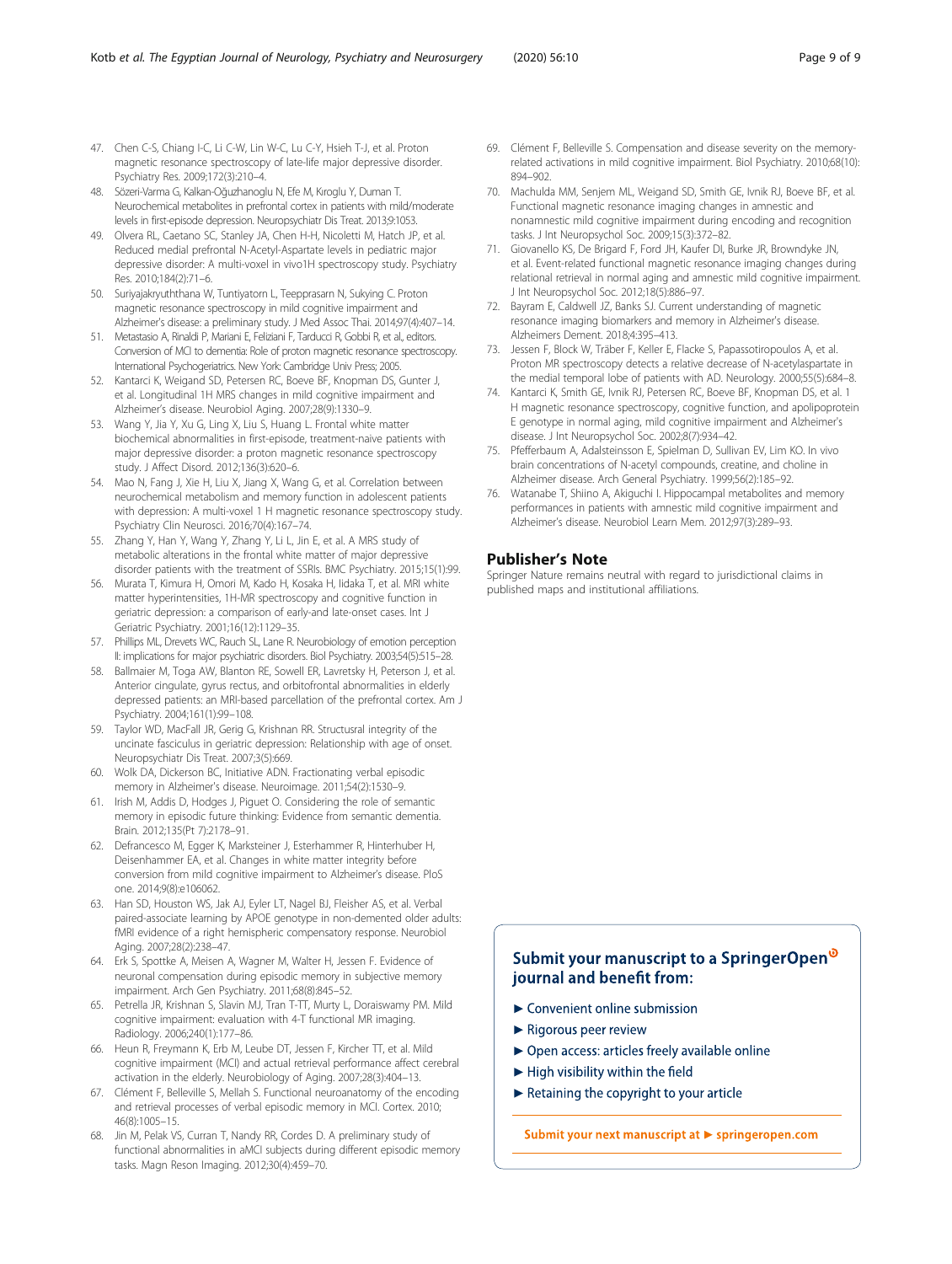47. Chen C-S, Chiang I-C, Li C-W, Lin W-C, Lu C-Y, Hsieh T-J, et al. Proton magnetic resonance spectroscopy of late-life major depressive disorder. Psychiatry Res. 2009;172(3):210–4.
48. Sözeri-Varma G, Kalkan-Oğuzhanoglu N, Efe M, Kıroglu Y, Duman T. Neurochemical metabolites in prefrontal cortex in patients with mild/moderate levels in first-episode depression. Neuropsychiatr Dis Treat. 2013;9:1053.
49. Olvera RL, Caetano SC, Stanley JA, Chen H-H, Nicoletti M, Hatch JP, et al. Reduced medial prefrontal N-Acetyl-Aspartate levels in pediatric major depressive disorder: A multi-voxel in vivo1H spectroscopy study. Psychiatry Res. 2010;184(2):71–6.
50. Suriyajakryuththana W, Tuntiyatorn L, Teepprasarn N, Sukying C. Proton magnetic resonance spectroscopy in mild cognitive impairment and Alzheimer's disease: a preliminary study. J Med Assoc Thai. 2014;97(4):407–14.
51. Metastasio A, Rinaldi P, Mariani E, Feliziani F, Tarducci R, Gobbi R, et al., editors. Conversion of MCI to dementia: Role of proton magnetic resonance spectroscopy. International Psychogeriatrics. New York: Cambridge Univ Press; 2005.
52. Kantarci K, Weigand SD, Petersen RC, Boeve BF, Knopman DS, Gunter J, et al. Longitudinal 1H MRS changes in mild cognitive impairment and Alzheimer's disease. Neurobiol Aging. 2007;28(9):1330–9.
53. Wang Y, Jia Y, Xu G, Ling X, Liu S, Huang L. Frontal white matter biochemical abnormalities in first-episode, treatment-naive patients with major depressive disorder: a proton magnetic resonance spectroscopy study. J Affect Disord. 2012;136(3):620–6.
54. Mao N, Fang J, Xie H, Liu X, Jiang X, Wang G, et al. Correlation between neurochemical metabolism and memory function in adolescent patients with depression: A multi-voxel 1 H magnetic resonance spectroscopy study. Psychiatry Clin Neurosci. 2016;70(4):167–74.
55. Zhang Y, Han Y, Wang Y, Zhang Y, Li L, Jin E, et al. A MRS study of metabolic alterations in the frontal white matter of major depressive disorder patients with the treatment of SSRIs. BMC Psychiatry. 2015;15(1):99.
56. Murata T, Kimura H, Omori M, Kado H, Kosaka H, Iidaka T, et al. MRI white matter hyperintensities, 1H-MR spectroscopy and cognitive function in geriatric depression: a comparison of early-and late-onset cases. Int J Geriatric Psychiatry. 2001;16(12):1129–35.
57. Phillips ML, Drevets WC, Rauch SL, Lane R. Neurobiology of emotion perception II: implications for major psychiatric disorders. Biol Psychiatry. 2003;54(5):515–28.
58. Ballmaier M, Toga AW, Blanton RE, Sowell ER, Lavretsky H, Peterson J, et al. Anterior cingulate, gyrus rectus, and orbitofrontal abnormalities in elderly depressed patients: an MRI-based parcellation of the prefrontal cortex. Am J Psychiatry. 2004;161(1):99–108.
59. Taylor WD, MacFall JR, Gerig G, Krishnan RR. Structusral integrity of the uncinate fasciculus in geriatric depression: Relationship with age of onset. Neuropsychiatr Dis Treat. 2007;3(5):669.
60. Wolk DA, Dickerson BC, Initiative ADN. Fractionating verbal episodic memory in Alzheimer's disease. Neuroimage. 2011;54(2):1530–9.
61. Irish M, Addis D, Hodges J, Piguet O. Considering the role of semantic memory in episodic future thinking: Evidence from semantic dementia. Brain. 2012;135(Pt 7):2178–91.
62. Defrancesco M, Egger K, Marksteiner J, Esterhammer R, Hinterhuber H, Deisenhammer EA, et al. Changes in white matter integrity before conversion from mild cognitive impairment to Alzheimer's disease. PloS one. 2014;9(8):e106062.
63. Han SD, Houston WS, Jak AJ, Eyler LT, Nagel BJ, Fleisher AS, et al. Verbal paired-associate learning by APOE genotype in non-demented older adults: fMRI evidence of a right hemispheric compensatory response. Neurobiol Aging. 2007;28(2):238–47.
64. Erk S, Spottke A, Meisen A, Wagner M, Walter H, Jessen F. Evidence of neuronal compensation during episodic memory in subjective memory impairment. Arch Gen Psychiatry. 2011;68(8):845–52.
65. Petrella JR, Krishnan S, Slavin MJ, Tran T-TT, Murty L, Doraiswamy PM. Mild cognitive impairment: evaluation with 4-T functional MR imaging. Radiology. 2006;240(1):177–86.
66. Heun R, Freymann K, Erb M, Leube DT, Jessen F, Kircher TT, et al. Mild cognitive impairment (MCI) and actual retrieval performance affect cerebral activation in the elderly. Neurobiology of Aging. 2007;28(3):404–13.
67. Clément F, Belleville S, Mellah S. Functional neuroanatomy of the encoding and retrieval processes of verbal episodic memory in MCI. Cortex. 2010;46(8):1005–15.
68. Jin M, Pelak VS, Curran T, Nandy RR, Cordes D. A preliminary study of functional abnormalities in aMCI subjects during different episodic memory tasks. Magn Reson Imaging. 2012;30(4):459–70.
69. Clément F, Belleville S. Compensation and disease severity on the memory-related activations in mild cognitive impairment. Biol Psychiatry. 2010;68(10):894–902.
70. Machulda MM, Senjem ML, Weigand SD, Smith GE, Ivnik RJ, Boeve BF, et al. Functional magnetic resonance imaging changes in amnestic and nonamnestic mild cognitive impairment during encoding and recognition tasks. J Int Neuropsychol Soc. 2009;15(3):372–82.
71. Giovanello KS, De Brigard F, Ford JH, Kaufer DI, Burke JR, Browndyke JN, et al. Event-related functional magnetic resonance imaging changes during relational retrieval in normal aging and amnestic mild cognitive impairment. J Int Neuropsychol Soc. 2012;18(5):886–97.
72. Bayram E, Caldwell JZ, Banks SJ. Current understanding of magnetic resonance imaging biomarkers and memory in Alzheimer's disease. Alzheimers Dement. 2018;4:395–413.
73. Jessen F, Block W, Träber F, Keller E, Flacke S, Papassotiropoulos A, et al. Proton MR spectroscopy detects a relative decrease of N-acetylaspartate in the medial temporal lobe of patients with AD. Neurology. 2000;55(5):684–8.
74. Kantarci K, Smith GE, Ivnik RJ, Petersen RC, Boeve BF, Knopman DS, et al. 1 H magnetic resonance spectroscopy, cognitive function, and apolipoprotein E genotype in normal aging, mild cognitive impairment and Alzheimer's disease. J Int Neuropsychol Soc. 2002;8(7):934–42.
75. Pfefferbaum A, Adalsteinsson E, Spielman D, Sullivan EV, Lim KO. In vivo brain concentrations of N-acetyl compounds, creatine, and choline in Alzheimer disease. Arch General Psychiatry. 1999;56(2):185–92.
76. Watanabe T, Shiino A, Akiguchi I. Hippocampal metabolites and memory performances in patients with amnestic mild cognitive impairment and Alzheimer's disease. Neurobiol Learn Mem. 2012;97(3):289–93.

## Publisher's Note

Springer Nature remains neutral with regard to jurisdictional claims in published maps and institutional affiliations.

**Submit your manuscript to a SpringerOpen journal and benefit from:**

- ► Convenient online submission
- ► Rigorous peer review
- ► Open access: articles freely available online
- ► High visibility within the field
- ► Retaining the copyright to your article

**Submit your next manuscript at ► springeropen.com**